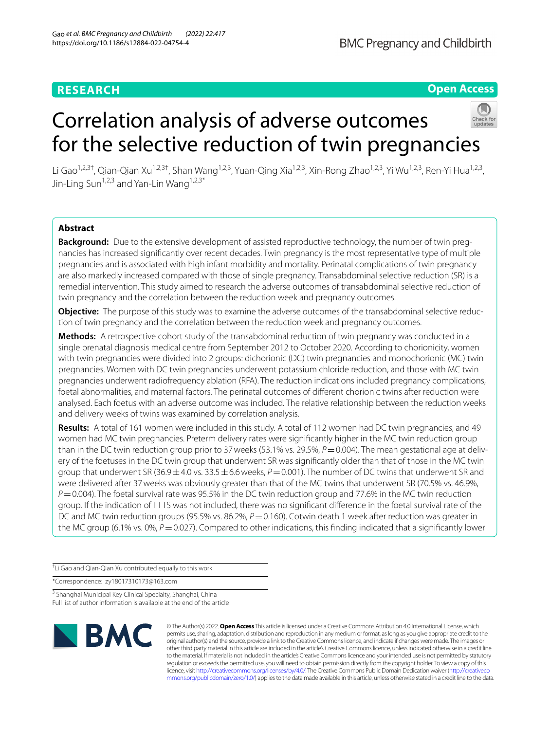RESEARCH

Open Access

# Correlation analysis of adverse outcomes for the selective reduction of twin pregnancies

Li Gao[1,2,3†], Qian-Qian Xu[1,2,3†], Shan Wang[1,2,3], Yuan-Qing Xia[1,2,3], Xin-Rong Zhao[1,2,3], Yi Wu[1,2,3], Ren-Yi Hua[1,2,3], Jin-Ling Sun[1,2,3] and Yan-Lin Wang[1,2,3*]

## Abstract

**Background:** Due to the extensive development of assisted reproductive technology, the number of twin pregnancies has increased significantly over recent decades. Twin pregnancy is the most representative type of multiple pregnancies and is associated with high infant morbidity and mortality. Perinatal complications of twin pregnancy are also markedly increased compared with those of single pregnancy. Transabdominal selective reduction (SR) is a remedial intervention. This study aimed to research the adverse outcomes of transabdominal selective reduction of twin pregnancy and the correlation between the reduction week and pregnancy outcomes.

**Objective:** The purpose of this study was to examine the adverse outcomes of the transabdominal selective reduction of twin pregnancy and the correlation between the reduction week and pregnancy outcomes.

**Methods:** A retrospective cohort study of the transabdominal reduction of twin pregnancy was conducted in a single prenatal diagnosis medical centre from September 2012 to October 2020. According to chorionicity, women with twin pregnancies were divided into 2 groups: dichorionic (DC) twin pregnancies and monochorionic (MC) twin pregnancies. Women with DC twin pregnancies underwent potassium chloride reduction, and those with MC twin pregnancies underwent radiofrequency ablation (RFA). The reduction indications included pregnancy complications, foetal abnormalities, and maternal factors. The perinatal outcomes of different chorionic twins after reduction were analysed. Each foetus with an adverse outcome was included. The relative relationship between the reduction weeks and delivery weeks of twins was examined by correlation analysis.

**Results:** A total of 161 women were included in this study. A total of 112 women had DC twin pregnancies, and 49 women had MC twin pregnancies. Preterm delivery rates were significantly higher in the MC twin reduction group than in the DC twin reduction group prior to 37 weeks (53.1% vs. 29.5%, $P=0.004$). The mean gestational age at delivery of the foetuses in the DC twin group that underwent SR was significantly older than that of those in the MC twin group that underwent SR ($36.9\pm4.0$ vs. $33.5\pm6.6$ weeks, $P=0.001$). The number of DC twins that underwent SR and were delivered after 37 weeks was obviously greater than that of the MC twins that underwent SR (70.5% vs. 46.9%, $P=0.004$). The foetal survival rate was 95.5% in the DC twin reduction group and 77.6% in the MC twin reduction group. If the indication of TTTS was not included, there was no significant difference in the foetal survival rate of the DC and MC twin reduction groups (95.5% vs. 86.2%, $P=0.160$). Cotwin death 1 week after reduction was greater in the MC group (6.1% vs. 0%, $P=0.027$). Compared to other indications, this finding indicated that a significantly lower

†Li Gao and Qian-Qian Xu contributed equally to this work.

*Correspondence: zy18017310173@163.com

[3] Shanghai Municipal Key Clinical Specialty, Shanghai, China

Full list of author information is available at the end of the article

© The Author(s) 2022. **Open Access** This article is licensed under a Creative Commons Attribution 4.0 International License, which permits use, sharing, adaptation, distribution and reproduction in any medium or format, as long as you give appropriate credit to the original author(s) and the source, provide a link to the Creative Commons licence, and indicate if changes were made. The images or other third party material in this article are included in the article's Creative Commons licence, unless indicated otherwise in a credit line to the material. If material is not included in the article's Creative Commons licence and your intended use is not permitted by statutory regulation or exceeds the permitted use, you will need to obtain permission directly from the copyright holder. To view a copy of this licence, visit http://creativecommons.org/licenses/by/4.0/. The Creative Commons Public Domain Dedication waiver (http://creativecommons.org/publicdomain/zero/1.0/) applies to the data made available in this article, unless otherwise stated in a credit line to the data.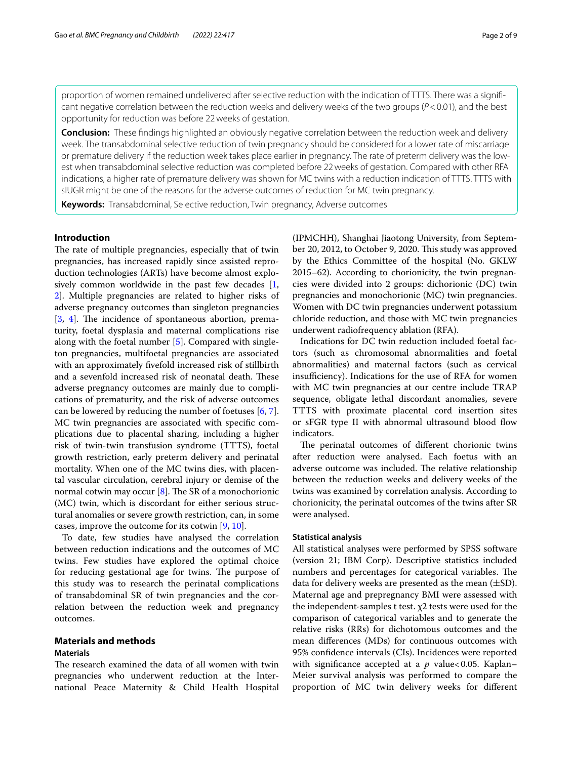proportion of women remained undelivered after selective reduction with the indication of TTTS. There was a significant negative correlation between the reduction weeks and delivery weeks of the two groups ($P < 0.01$), and the best opportunity for reduction was before 22 weeks of gestation.

**Conclusion:** These findings highlighted an obviously negative correlation between the reduction week and delivery week. The transabdominal selective reduction of twin pregnancy should be considered for a lower rate of miscarriage or premature delivery if the reduction week takes place earlier in pregnancy. The rate of preterm delivery was the lowest when transabdominal selective reduction was completed before 22 weeks of gestation. Compared with other RFA indications, a higher rate of premature delivery was shown for MC twins with a reduction indication of TTTS. TTTS with sIUGR might be one of the reasons for the adverse outcomes of reduction for MC twin pregnancy.

**Keywords:** Transabdominal, Selective reduction, Twin pregnancy, Adverse outcomes

## Introduction

The rate of multiple pregnancies, especially that of twin pregnancies, has increased rapidly since assisted reproduction technologies (ARTs) have become almost explosively common worldwide in the past few decades [1, 2]. Multiple pregnancies are related to higher risks of adverse pregnancy outcomes than singleton pregnancies [3, 4]. The incidence of spontaneous abortion, prematurity, foetal dysplasia and maternal complications rise along with the foetal number [5]. Compared with singleton pregnancies, multifoetal pregnancies are associated with an approximately fivefold increased risk of stillbirth and a sevenfold increased risk of neonatal death. These adverse pregnancy outcomes are mainly due to complications of prematurity, and the risk of adverse outcomes can be lowered by reducing the number of foetuses [6, 7]. MC twin pregnancies are associated with specific complications due to placental sharing, including a higher risk of twin-twin transfusion syndrome (TTTS), foetal growth restriction, early preterm delivery and perinatal mortality. When one of the MC twins dies, with placental vascular circulation, cerebral injury or demise of the normal cotwin may occur [8]. The SR of a monochorionic (MC) twin, which is discordant for either serious structural anomalies or severe growth restriction, can, in some cases, improve the outcome for its cotwin [9, 10].

To date, few studies have analysed the correlation between reduction indications and the outcomes of MC twins. Few studies have explored the optimal choice for reducing gestational age for twins. The purpose of this study was to research the perinatal complications of transabdominal SR of twin pregnancies and the correlation between the reduction week and pregnancy outcomes.

## Materials and methods

### Materials

The research examined the data of all women with twin pregnancies who underwent reduction at the International Peace Maternity & Child Health Hospital (IPMCHH), Shanghai Jiaotong University, from September 20, 2012, to October 9, 2020. This study was approved by the Ethics Committee of the hospital (No. GKLW 2015–62). According to chorionicity, the twin pregnancies were divided into 2 groups: dichorionic (DC) twin pregnancies and monochorionic (MC) twin pregnancies. Women with DC twin pregnancies underwent potassium chloride reduction, and those with MC twin pregnancies underwent radiofrequency ablation (RFA).

Indications for DC twin reduction included foetal factors (such as chromosomal abnormalities and foetal abnormalities) and maternal factors (such as cervical insufficiency). Indications for the use of RFA for women with MC twin pregnancies at our centre include TRAP sequence, obligate lethal discordant anomalies, severe TTTS with proximate placental cord insertion sites or sFGR type II with abnormal ultrasound blood flow indicators.

The perinatal outcomes of different chorionic twins after reduction were analysed. Each foetus with an adverse outcome was included. The relative relationship between the reduction weeks and delivery weeks of the twins was examined by correlation analysis. According to chorionicity, the perinatal outcomes of the twins after SR were analysed.

### Statistical analysis

All statistical analyses were performed by SPSS software (version 21; IBM Corp). Descriptive statistics included numbers and percentages for categorical variables. The data for delivery weeks are presented as the mean (±SD). Maternal age and prepregnancy BMI were assessed with the independent-samples t test. $\chi^2$ tests were used for the comparison of categorical variables and to generate the relative risks (RRs) for dichotomous outcomes and the mean differences (MDs) for continuous outcomes with 95% confidence intervals (CIs). Incidences were reported with significance accepted at a $p$ value $< 0.05$. Kaplan–Meier survival analysis was performed to compare the proportion of MC twin delivery weeks for different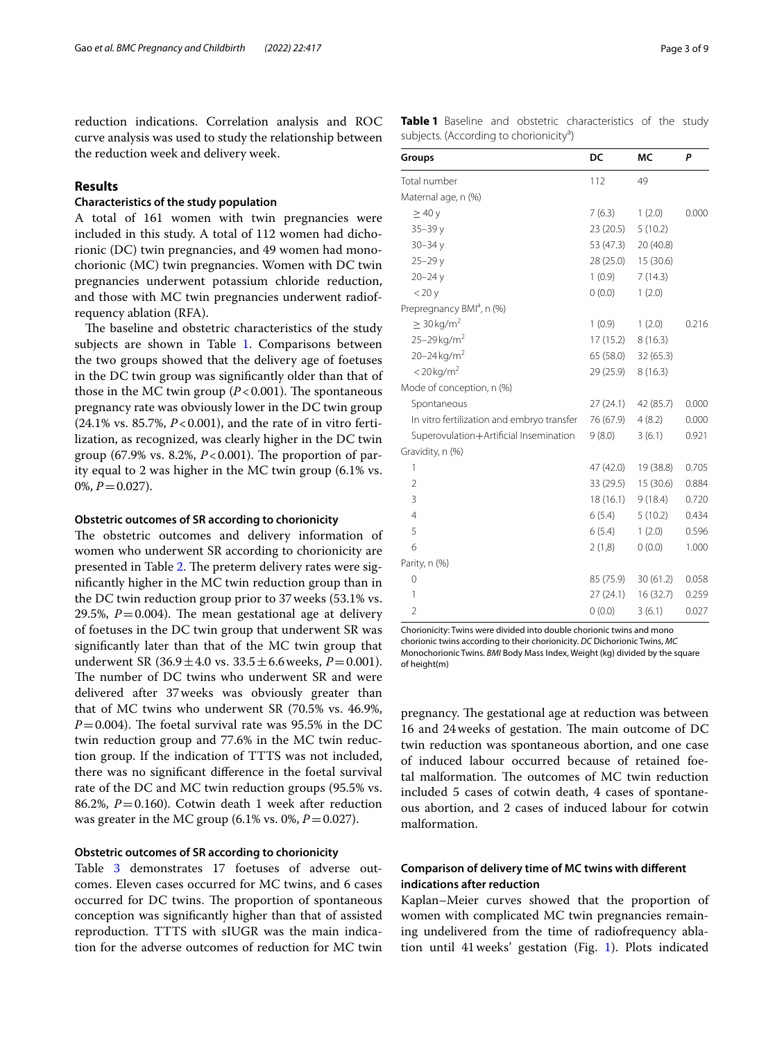reduction indications. Correlation analysis and ROC curve analysis was used to study the relationship between the reduction week and delivery week.

## Results

### Characteristics of the study population

A total of 161 women with twin pregnancies were included in this study. A total of 112 women had dichorionic (DC) twin pregnancies, and 49 women had monochorionic (MC) twin pregnancies. Women with DC twin pregnancies underwent potassium chloride reduction, and those with MC twin pregnancies underwent radiofrequency ablation (RFA).

The baseline and obstetric characteristics of the study subjects are shown in Table 1. Comparisons between the two groups showed that the delivery age of foetuses in the DC twin group was significantly older than that of those in the MC twin group ($P<0.001$). The spontaneous pregnancy rate was obviously lower in the DC twin group (24.1% vs. 85.7%, $P<0.001$), and the rate of in vitro fertilization, as recognized, was clearly higher in the DC twin group (67.9% vs. 8.2%, $P<0.001$). The proportion of parity equal to 2 was higher in the MC twin group (6.1% vs. 0%, $P=0.027$).

### Obstetric outcomes of SR according to chorionicity

The obstetric outcomes and delivery information of women who underwent SR according to chorionicity are presented in Table 2. The preterm delivery rates were significantly higher in the MC twin reduction group than in the DC twin reduction group prior to 37 weeks (53.1% vs. 29.5%, $P=0.004$). The mean gestational age at delivery of foetuses in the DC twin group that underwent SR was significantly later than that of the MC twin group that underwent SR ($36.9\pm4.0$ vs. $33.5\pm6.6$ weeks, $P=0.001$). The number of DC twins who underwent SR and were delivered after 37 weeks was obviously greater than that of MC twins who underwent SR (70.5% vs. 46.9%, $P=0.004$). The foetal survival rate was 95.5% in the DC twin reduction group and 77.6% in the MC twin reduction group. If the indication of TTTS was not included, there was no significant difference in the foetal survival rate of the DC and MC twin reduction groups (95.5% vs. 86.2%, $P=0.160$). Cotwin death 1 week after reduction was greater in the MC group (6.1% vs. 0%, $P=0.027$).

### Obstetric outcomes of SR according to chorionicity

Table 3 demonstrates 17 foetuses of adverse outcomes. Eleven cases occurred for MC twins, and 6 cases occurred for DC twins. The proportion of spontaneous conception was significantly higher than that of assisted reproduction. TTTS with sIUGR was the main indication for the adverse outcomes of reduction for MC twin pregnancy. The gestational age at reduction was between 16 and 24 weeks of gestation. The main outcome of DC twin reduction was spontaneous abortion, and one case of induced labour occurred because of retained foetal malformation. The outcomes of MC twin reduction included 5 cases of cotwin death, 4 cases of spontaneous abortion, and 2 cases of induced labour for cotwin malformation.

**Table 1** Baseline and obstetric characteristics of the study subjects. (According to chorionicity[a])

| Groups | DC | MC | P |
|---|---|---|---|
| Total number | 112 | 49 | |
| Maternal age, n (%) | | | |
| ≥ 40 y | 7 (6.3) | 1 (2.0) | 0.000 |
| 35–39 y | 23 (20.5) | 5 (10.2) | |
| 30–34 y | 53 (47.3) | 20 (40.8) | |
| 25–29 y | 28 (25.0) | 15 (30.6) | |
| 20–24 y | 1 (0.9) | 7 (14.3) | |
| < 20 y | 0 (0.0) | 1 (2.0) | |
| Prepregnancy BMI[a], n (%) | | | |
| ≥ 30 kg/m$^2$ | 1 (0.9) | 1 (2.0) | 0.216 |
| 25–29 kg/m$^2$ | 17 (15.2) | 8 (16.3) | |
| 20–24 kg/m$^2$ | 65 (58.0) | 32 (65.3) | |
| < 20 kg/m$^2$ | 29 (25.9) | 8 (16.3) | |
| Mode of conception, n (%) | | | |
| Spontaneous | 27 (24.1) | 42 (85.7) | 0.000 |
| In vitro fertilization and embryo transfer | 76 (67.9) | 4 (8.2) | 0.000 |
| Superovulation+Artificial Insemination | 9 (8.0) | 3 (6.1) | 0.921 |
| Gravidity, n (%) | | | |
| 1 | 47 (42.0) | 19 (38.8) | 0.705 |
| 2 | 33 (29.5) | 15 (30.6) | 0.884 |
| 3 | 18 (16.1) | 9 (18.4) | 0.720 |
| 4 | 6 (5.4) | 5 (10.2) | 0.434 |
| 5 | 6 (5.4) | 1 (2.0) | 0.596 |
| 6 | 2 (1,8) | 0 (0.0) | 1.000 |
| Parity, n (%) | | | |
| 0 | 85 (75.9) | 30 (61.2) | 0.058 |
| 1 | 27 (24.1) | 16 (32.7) | 0.259 |
| 2 | 0 (0.0) | 3 (6.1) | 0.027 |

Chorionicity: Twins were divided into double chorionic twins and mono chorionic twins according to their chorionicity. *DC* Dichorionic Twins, *MC* Monochorionic Twins. *BMI* Body Mass Index, Weight (kg) divided by the square of height(m)

### Comparison of delivery time of MC twins with different indications after reduction

Kaplan–Meier curves showed that the proportion of women with complicated MC twin pregnancies remaining undelivered from the time of radiofrequency ablation until 41 weeks' gestation (Fig. 1). Plots indicated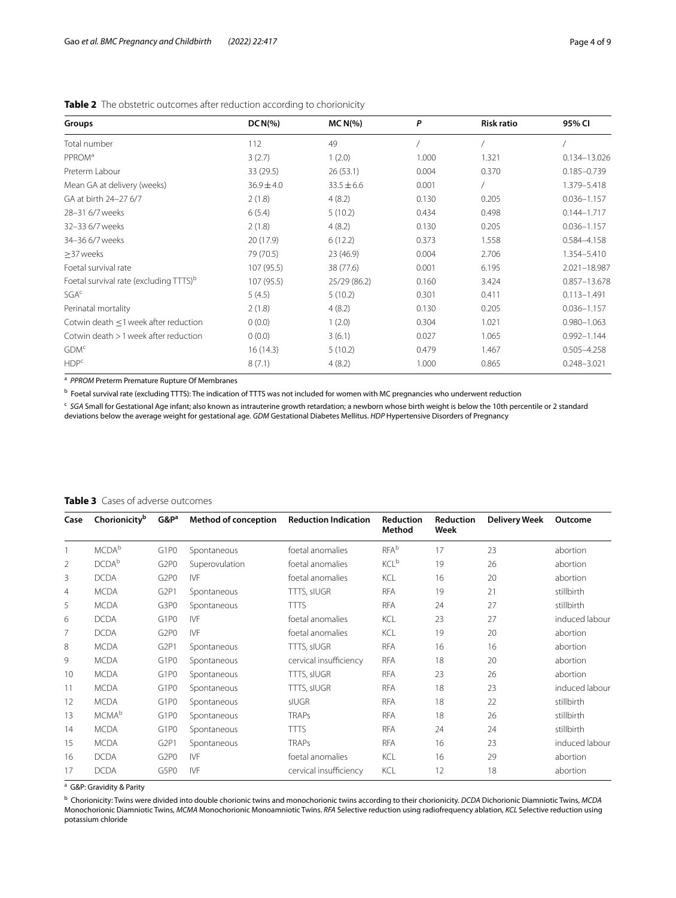**Table 2** The obstetric outcomes after reduction according to chorionicity

| Groups | DC N(%) | MC N(%) | P | Risk ratio | 95% CI |
|---|---|---|---|---|---|
| Total number | 112 | 49 | / | / | / |
| PPROM[a] | 3 (2.7) | 1 (2.0) | 1.000 | 1.321 | 0.134–13.026 |
| Preterm Labour | 33 (29.5) | 26 (53.1) | 0.004 | 0.370 | 0.185–0.739 |
| Mean GA at delivery (weeks) | 36.9 ± 4.0 | 33.5 ± 6.6 | 0.001 | / | 1.379–5.418 |
| GA at birth 24–27 6/7 | 2 (1.8) | 4 (8.2) | 0.130 | 0.205 | 0.036–1.157 |
| 28–31 6/7 weeks | 6 (5.4) | 5 (10.2) | 0.434 | 0.498 | 0.144–1.717 |
| 32–33 6/7 weeks | 2 (1.8) | 4 (8.2) | 0.130 | 0.205 | 0.036–1.157 |
| 34–36 6/7 weeks | 20 (17.9) | 6 (12.2) | 0.373 | 1.558 | 0.584–4.158 |
| ≥37 weeks | 79 (70.5) | 23 (46.9) | 0.004 | 2.706 | 1.354–5.410 |
| Foetal survival rate | 107 (95.5) | 38 (77.6) | 0.001 | 6.195 | 2.021–18.987 |
| Foetal survival rate (excluding TTTS)[b] | 107 (95.5) | 25/29 (86.2) | 0.160 | 3.424 | 0.857–13.678 |
| SGA[c] | 5 (4.5) | 5 (10.2) | 0.301 | 0.411 | 0.113–1.491 |
| Perinatal mortality | 2 (1.8) | 4 (8.2) | 0.130 | 0.205 | 0.036–1.157 |
| Cotwin death ≤1 week after reduction | 0 (0.0) | 1 (2.0) | 0.304 | 1.021 | 0.980–1.063 |
| Cotwin death >1 week after reduction | 0 (0.0) | 3 (6.1) | 0.027 | 1.065 | 0.992–1.144 |
| GDM[c] | 16 (14.3) | 5 (10.2) | 0.479 | 1.467 | 0.505–4.258 |
| HDP[c] | 8 (7.1) | 4 (8.2) | 1.000 | 0.865 | 0.248–3.021 |

[a] *PPROM* Preterm Premature Rupture Of Membranes

[b] Foetal survival rate (excluding TTTS): The indication of TTTS was not included for women with MC pregnancies who underwent reduction

[c] *SGA* Small for Gestational Age infant; also known as intrauterine growth retardation; a newborn whose birth weight is below the 10th percentile or 2 standard deviations below the average weight for gestational age. *GDM* Gestational Diabetes Mellitus. *HDP* Hypertensive Disorders of Pregnancy

**Table 3** Cases of adverse outcomes

| Case | Chorionicity[b] | G&P[a] | Method of conception | Reduction Indication | Reduction Method | Reduction Week | Delivery Week | Outcome |
|---|---|---|---|---|---|---|---|---|
| 1 | MCDA[b] | G1P0 | Spontaneous | foetal anomalies | RFA[b] | 17 | 23 | abortion |
| 2 | DCDA[b] | G2P0 | Superovulation | foetal anomalies | KCL[b] | 19 | 26 | abortion |
| 3 | DCDA | G2P0 | IVF | foetal anomalies | KCL | 16 | 20 | abortion |
| 4 | MCDA | G2P1 | Spontaneous | TTTS, sIUGR | RFA | 19 | 21 | stillbirth |
| 5 | MCDA | G3P0 | Spontaneous | TTTS | RFA | 24 | 27 | stillbirth |
| 6 | DCDA | G1P0 | IVF | foetal anomalies | KCL | 23 | 27 | induced labour |
| 7 | DCDA | G2P0 | IVF | foetal anomalies | KCL | 19 | 20 | abortion |
| 8 | MCDA | G2P1 | Spontaneous | TTTS, sIUGR | RFA | 16 | 16 | abortion |
| 9 | MCDA | G1P0 | Spontaneous | cervical insufficiency | RFA | 18 | 20 | abortion |
| 10 | MCDA | G1P0 | Spontaneous | TTTS, sIUGR | RFA | 23 | 26 | abortion |
| 11 | MCDA | G1P0 | Spontaneous | TTTS, sIUGR | RFA | 18 | 23 | induced labour |
| 12 | MCDA | G1P0 | Spontaneous | sIUGR | RFA | 18 | 22 | stillbirth |
| 13 | MCMA[b] | G1P0 | Spontaneous | TRAPs | RFA | 18 | 26 | stillbirth |
| 14 | MCDA | G1P0 | Spontaneous | TTTS | RFA | 24 | 24 | stillbirth |
| 15 | MCDA | G2P1 | Spontaneous | TRAPs | RFA | 16 | 23 | induced labour |
| 16 | DCDA | G2P0 | IVF | foetal anomalies | KCL | 16 | 29 | abortion |
| 17 | DCDA | G5P0 | IVF | cervical insufficiency | KCL | 12 | 18 | abortion |

[a] G&P: Gravidity & Parity

[b] Chorionicity: Twins were divided into double chorionic twins and monochorionic twins according to their chorionicity. *DCDA* Dichorionic Diamniotic Twins, *MCDA* Monochorionic Diamniotic Twins, *MCMA* Monochorionic Monoamniotic Twins. *RFA* Selective reduction using radiofrequency ablation, *KCL* Selective reduction using potassium chloride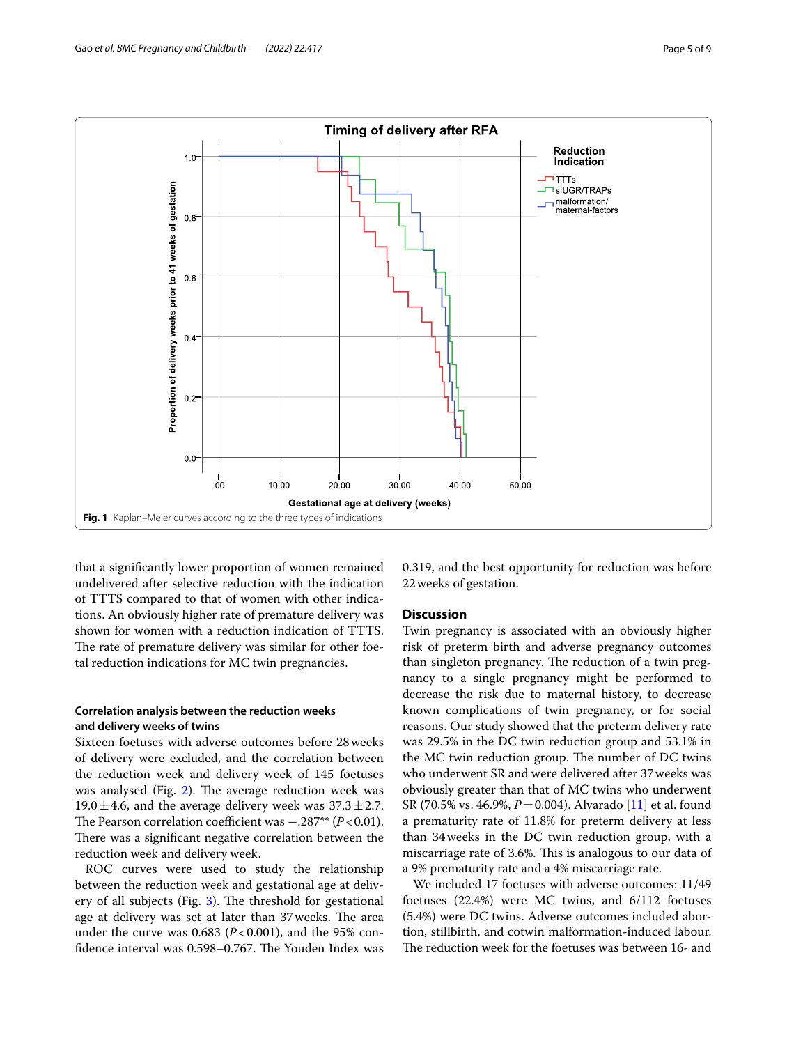Fig. 1 Kaplan–Meier curves according to the three types of indications

that a significantly lower proportion of women remained undelivered after selective reduction with the indication of TTTS compared to that of women with other indications. An obviously higher rate of premature delivery was shown for women with a reduction indication of TTTS. The rate of premature delivery was similar for other foetal reduction indications for MC twin pregnancies.

### Correlation analysis between the reduction weeks and delivery weeks of twins

Sixteen foetuses with adverse outcomes before 28 weeks of delivery were excluded, and the correlation between the reduction week and delivery week of 145 foetuses was analysed (Fig. 2). The average reduction week was $19.0 \pm 4.6$, and the average delivery week was $37.3 \pm 2.7$. The Pearson correlation coefficient was $-.287^{**}$ ($P < 0.01$). There was a significant negative correlation between the reduction week and delivery week.

ROC curves were used to study the relationship between the reduction week and gestational age at delivery of all subjects (Fig. 3). The threshold for gestational age at delivery was set at later than 37 weeks. The area under the curve was 0.683 ($P < 0.001$), and the 95% confidence interval was 0.598–0.767. The Youden Index was 0.319, and the best opportunity for reduction was before 22 weeks of gestation.

## Discussion

Twin pregnancy is associated with an obviously higher risk of preterm birth and adverse pregnancy outcomes than singleton pregnancy. The reduction of a twin pregnancy to a single pregnancy might be performed to decrease the risk due to maternal history, to decrease known complications of twin pregnancy, or for social reasons. Our study showed that the preterm delivery rate was 29.5% in the DC twin reduction group and 53.1% in the MC twin reduction group. The number of DC twins who underwent SR and were delivered after 37 weeks was obviously greater than that of MC twins who underwent SR (70.5% vs. 46.9%, $P = 0.004$). Alvarado [11] et al. found a prematurity rate of 11.8% for preterm delivery at less than 34 weeks in the DC twin reduction group, with a miscarriage rate of 3.6%. This is analogous to our data of a 9% prematurity rate and a 4% miscarriage rate.

We included 17 foetuses with adverse outcomes: 11/49 foetuses (22.4%) were MC twins, and 6/112 foetuses (5.4%) were DC twins. Adverse outcomes included abortion, stillbirth, and cotwin malformation-induced labour. The reduction week for the foetuses was between 16- and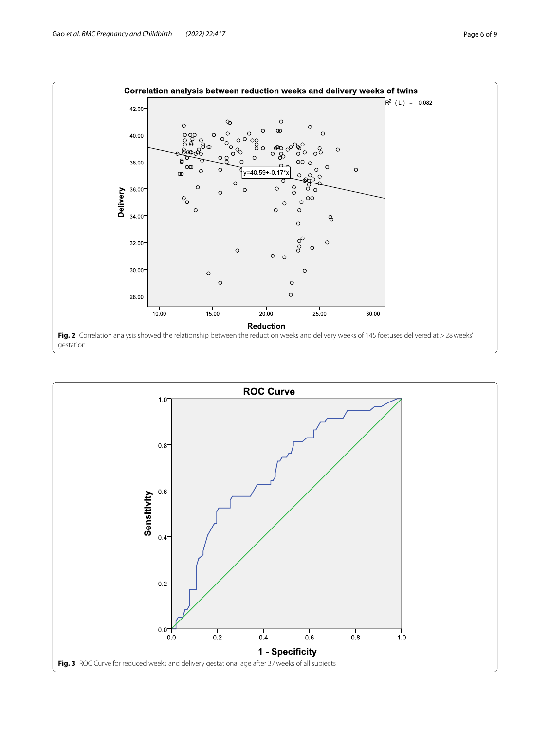Fig. 2 Correlation analysis showed the relationship between the reduction weeks and delivery weeks of 145 foetuses delivered at >28 weeks' gestation

Fig. 3 ROC Curve for reduced weeks and delivery gestational age after 37 weeks of all subjects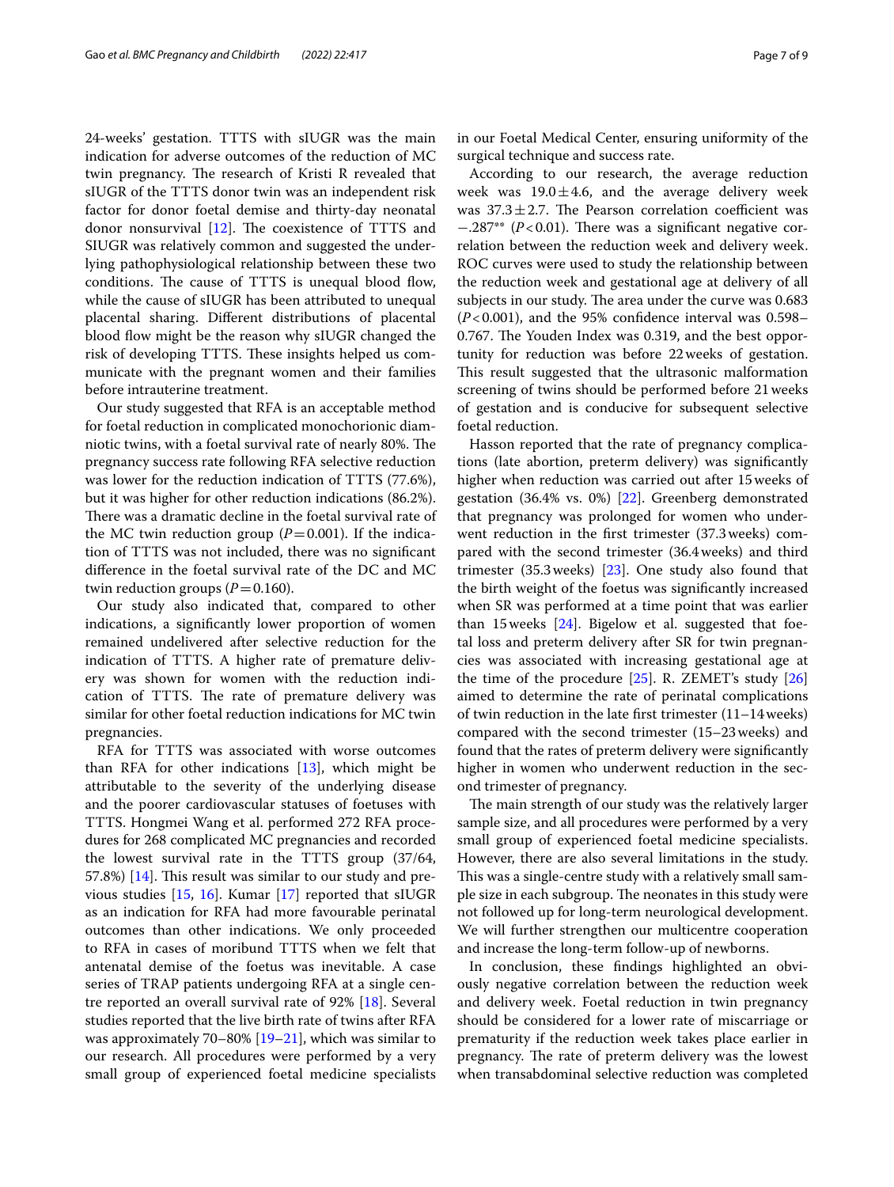24-weeks' gestation. TTTS with sIUGR was the main indication for adverse outcomes of the reduction of MC twin pregnancy. The research of Kristi R revealed that sIUGR of the TTTS donor twin was an independent risk factor for donor foetal demise and thirty-day neonatal donor nonsurvival [12]. The coexistence of TTTS and SIUGR was relatively common and suggested the underlying pathophysiological relationship between these two conditions. The cause of TTTS is unequal blood flow, while the cause of sIUGR has been attributed to unequal placental sharing. Different distributions of placental blood flow might be the reason why sIUGR changed the risk of developing TTTS. These insights helped us communicate with the pregnant women and their families before intrauterine treatment.

Our study suggested that RFA is an acceptable method for foetal reduction in complicated monochorionic diamniotic twins, with a foetal survival rate of nearly 80%. The pregnancy success rate following RFA selective reduction was lower for the reduction indication of TTTS (77.6%), but it was higher for other reduction indications (86.2%). There was a dramatic decline in the foetal survival rate of the MC twin reduction group ($P=0.001$). If the indication of TTTS was not included, there was no significant difference in the foetal survival rate of the DC and MC twin reduction groups ($P=0.160$).

Our study also indicated that, compared to other indications, a significantly lower proportion of women remained undelivered after selective reduction for the indication of TTTS. A higher rate of premature delivery was shown for women with the reduction indication of TTTS. The rate of premature delivery was similar for other foetal reduction indications for MC twin pregnancies.

RFA for TTTS was associated with worse outcomes than RFA for other indications [13], which might be attributable to the severity of the underlying disease and the poorer cardiovascular statuses of foetuses with TTTS. Hongmei Wang et al. performed 272 RFA procedures for 268 complicated MC pregnancies and recorded the lowest survival rate in the TTTS group (37/64, 57.8%) [14]. This result was similar to our study and previous studies [15, 16]. Kumar [17] reported that sIUGR as an indication for RFA had more favourable perinatal outcomes than other indications. We only proceeded to RFA in cases of moribund TTTS when we felt that antenatal demise of the foetus was inevitable. A case series of TRAP patients undergoing RFA at a single centre reported an overall survival rate of 92% [18]. Several studies reported that the live birth rate of twins after RFA was approximately 70–80% [19–21], which was similar to our research. All procedures were performed by a very small group of experienced foetal medicine specialists in our Foetal Medical Center, ensuring uniformity of the surgical technique and success rate.

According to our research, the average reduction week was $19.0 \pm 4.6$, and the average delivery week was $37.3 \pm 2.7$. The Pearson correlation coefficient was $-.287^{**}$ ($P<0.01$). There was a significant negative correlation between the reduction week and delivery week. ROC curves were used to study the relationship between the reduction week and gestational age at delivery of all subjects in our study. The area under the curve was 0.683 ($P<0.001$), and the 95% confidence interval was 0.598–0.767. The Youden Index was 0.319, and the best opportunity for reduction was before 22 weeks of gestation. This result suggested that the ultrasonic malformation screening of twins should be performed before 21 weeks of gestation and is conducive for subsequent selective foetal reduction.

Hasson reported that the rate of pregnancy complications (late abortion, preterm delivery) was significantly higher when reduction was carried out after 15 weeks of gestation (36.4% vs. 0%) [22]. Greenberg demonstrated that pregnancy was prolonged for women who underwent reduction in the first trimester (37.3 weeks) compared with the second trimester (36.4 weeks) and third trimester (35.3 weeks) [23]. One study also found that the birth weight of the foetus was significantly increased when SR was performed at a time point that was earlier than 15 weeks [24]. Bigelow et al. suggested that foetal loss and preterm delivery after SR for twin pregnancies was associated with increasing gestational age at the time of the procedure [25]. R. ZEMET's study [26] aimed to determine the rate of perinatal complications of twin reduction in the late first trimester (11–14 weeks) compared with the second trimester (15–23 weeks) and found that the rates of preterm delivery were significantly higher in women who underwent reduction in the second trimester of pregnancy.

The main strength of our study was the relatively larger sample size, and all procedures were performed by a very small group of experienced foetal medicine specialists. However, there are also several limitations in the study. This was a single-centre study with a relatively small sample size in each subgroup. The neonates in this study were not followed up for long-term neurological development. We will further strengthen our multicentre cooperation and increase the long-term follow-up of newborns.

In conclusion, these findings highlighted an obviously negative correlation between the reduction week and delivery week. Foetal reduction in twin pregnancy should be considered for a lower rate of miscarriage or prematurity if the reduction week takes place earlier in pregnancy. The rate of preterm delivery was the lowest when transabdominal selective reduction was completed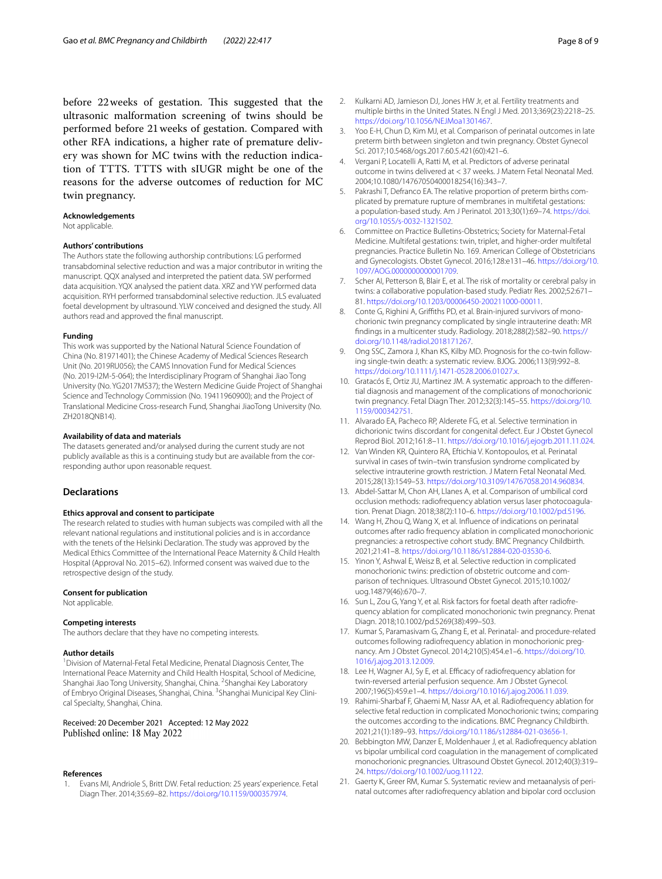before 22 weeks of gestation. This suggested that the ultrasonic malformation screening of twins should be performed before 21 weeks of gestation. Compared with other RFA indications, a higher rate of premature delivery was shown for MC twins with the reduction indication of TTTS. TTTS with sIUGR might be one of the reasons for the adverse outcomes of reduction for MC twin pregnancy.

#### Acknowledgements
Not applicable.

#### Authors' contributions
The Authors state the following authorship contributions: LG performed transabdominal selective reduction and was a major contributor in writing the manuscript. QQX analysed and interpreted the patient data. SW performed data acquisition. YQX analysed the patient data. XRZ and YW performed data acquisition. RYH performed transabdominal selective reduction. JLS evaluated foetal development by ultrasound. YLW conceived and designed the study. All authors read and approved the final manuscript.

#### Funding
This work was supported by the National Natural Science Foundation of China (No. 81971401); the Chinese Academy of Medical Sciences Research Unit (No. 2019RU056); the CAMS Innovation Fund for Medical Sciences (No. 2019-I2M-5-064); the Interdisciplinary Program of Shanghai Jiao Tong University (No. YG2017MS37); the Western Medicine Guide Project of Shanghai Science and Technology Commission (No. 19411960900); and the Project of Translational Medicine Cross-research Fund, Shanghai JiaoTong University (No. ZH2018QNB14).

#### Availability of data and materials
The datasets generated and/or analysed during the current study are not publicly available as this is a continuing study but are available from the corresponding author upon reasonable request.

## Declarations

#### Ethics approval and consent to participate
The research related to studies with human subjects was compiled with all the relevant national regulations and institutional policies and is in accordance with the tenets of the Helsinki Declaration. The study was approved by the Medical Ethics Committee of the International Peace Maternity & Child Health Hospital (Approval No. 2015–62). Informed consent was waived due to the retrospective design of the study.

#### Consent for publication
Not applicable.

#### Competing interests
The authors declare that they have no competing interests.

#### Author details
[1]Division of Maternal-Fetal Fetal Medicine, Prenatal Diagnosis Center, The International Peace Maternity and Child Health Hospital, School of Medicine, Shanghai Jiao Tong University, Shanghai, China. [2]Shanghai Key Laboratory of Embryo Original Diseases, Shanghai, China. [3]Shanghai Municipal Key Clinical Specialty, Shanghai, China.

Received: 20 December 2021 Accepted: 12 May 2022
Published online: 18 May 2022

#### References
1. Evans MI, Andriole S, Britt DW. Fetal reduction: 25 years' experience. Fetal Diagn Ther. 2014;35:69–82. https://doi.org/10.1159/000357974.
2. Kulkarni AD, Jamieson DJ, Jones HW Jr, et al. Fertility treatments and multiple births in the United States. N Engl J Med. 2013;369(23):2218–25. https://doi.org/10.1056/NEJMoa1301467.
3. Yoo E-H, Chun D, Kim MJ, et al. Comparison of perinatal outcomes in late preterm birth between singleton and twin pregnancy. Obstet Gynecol Sci. 2017;10.5468/ogs.2017.60.5.421(60):421–6.
4. Vergani P, Locatelli A, Ratti M, et al. Predictors of adverse perinatal outcome in twins delivered at < 37 weeks. J Matern Fetal Neonatal Med. 2004;10.1080/14767050400018254(16):343–7.
5. Pakrashi T, Defranco EA. The relative proportion of preterm births complicated by premature rupture of membranes in multifetal gestations: a population-based study. Am J Perinatol. 2013;30(1):69–74. https://doi.org/10.1055/s-0032-1321502.
6. Committee on Practice Bulletins-Obstetrics; Society for Maternal-Fetal Medicine. Multifetal gestations: twin, triplet, and higher-order multifetal pregnancies. Practice Bulletin No. 169. American College of Obstetricians and Gynecologists. Obstet Gynecol. 2016;128:e131–46. https://doi.org/10.1097/AOG.0000000000001709.
7. Scher AI, Petterson B, Blair E, et al. The risk of mortality or cerebral palsy in twins: a collaborative population-based study. Pediatr Res. 2002;52:671–81. https://doi.org/10.1203/00006450-200211000-00011.
8. Conte G, Righini A, Griffiths PD, et al. Brain-injured survivors of monochorionic twin pregnancy complicated by single intrauterine death: MR findings in a multicenter study. Radiology. 2018;288(2):582–90. https://doi.org/10.1148/radiol.2018171267.
9. Ong SSC, Zamora J, Khan KS, Kilby MD. Prognosis for the co-twin following single-twin death: a systematic review. BJOG. 2006;113(9):992–8. https://doi.org/10.1111/j.1471-0528.2006.01027.x.
10. Gratacós E, Ortiz JU, Martinez JM. A systematic approach to the differential diagnosis and management of the complications of monochorionic twin pregnancy. Fetal Diagn Ther. 2012;32(3):145–55. https://doi.org/10.1159/000342751.
11. Alvarado EA, Pacheco RP, Alderete FG, et al. Selective termination in dichorionic twins discordant for congenital defect. Eur J Obstet Gynecol Reprod Biol. 2012;161:8–11. https://doi.org/10.1016/j.ejogrb.2011.11.024.
12. Van Winden KR, Quintero RA, Eftichia V. Kontopoulos, et al. Perinatal survival in cases of twin–twin transfusion syndrome complicated by selective intrauterine growth restriction. J Matern Fetal Neonatal Med. 2015;28(13):1549–53. https://doi.org/10.3109/14767058.2014.960834.
13. Abdel-Sattar M, Chon AH, Llanes A, et al. Comparison of umbilical cord occlusion methods: radiofrequency ablation versus laser photocoagulation. Prenat Diagn. 2018;38(2):110–6. https://doi.org/10.1002/pd.5196.
14. Wang H, Zhou Q, Wang X, et al. Influence of indications on perinatal outcomes after radio frequency ablation in complicated monochorionic pregnancies: a retrospective cohort study. BMC Pregnancy Childbirth. 2021;21:41–8. https://doi.org/10.1186/s12884-020-03530-6.
15. Yinon Y, Ashwal E, Weisz B, et al. Selective reduction in complicated monochorionic twins: prediction of obstetric outcome and comparison of techniques. Ultrasound Obstet Gynecol. 2015;10.1002/uog.14879(46):670–7.
16. Sun L, Zou G, Yang Y, et al. Risk factors for foetal death after radiofrequency ablation for complicated monochorionic twin pregnancy. Prenat Diagn. 2018;10.1002/pd.5269(38):499–503.
17. Kumar S, Paramasivam G, Zhang E, et al. Perinatal- and procedure-related outcomes following radiofrequency ablation in monochorionic pregnancy. Am J Obstet Gynecol. 2014;210(5):454.e1–6. https://doi.org/10.1016/j.ajog.2013.12.009.
18. Lee H, Wagner AJ, Sy E, et al. Efficacy of radiofrequency ablation for twin-reversed arterial perfusion sequence. Am J Obstet Gynecol. 2007;196(5):459.e1–4. https://doi.org/10.1016/j.ajog.2006.11.039.
19. Rahimi-Sharbaf F, Ghaemi M, Nassr AA, et al. Radiofrequency ablation for selective fetal reduction in complicated Monochorionic twins; comparing the outcomes according to the indications. BMC Pregnancy Childbirth. 2021;21(1):189–93. https://doi.org/10.1186/s12884-021-03656-1.
20. Bebbington MW, Danzer E, Moldenhauer J, et al. Radiofrequency ablation vs bipolar umbilical cord coagulation in the management of complicated monochorionic pregnancies. Ultrasound Obstet Gynecol. 2012;40(3):319–24. https://doi.org/10.1002/uog.11122.
21. Gaerty K, Greer RM, Kumar S. Systematic review and metaanalysis of perinatal outcomes after radiofrequency ablation and bipolar cord occlusion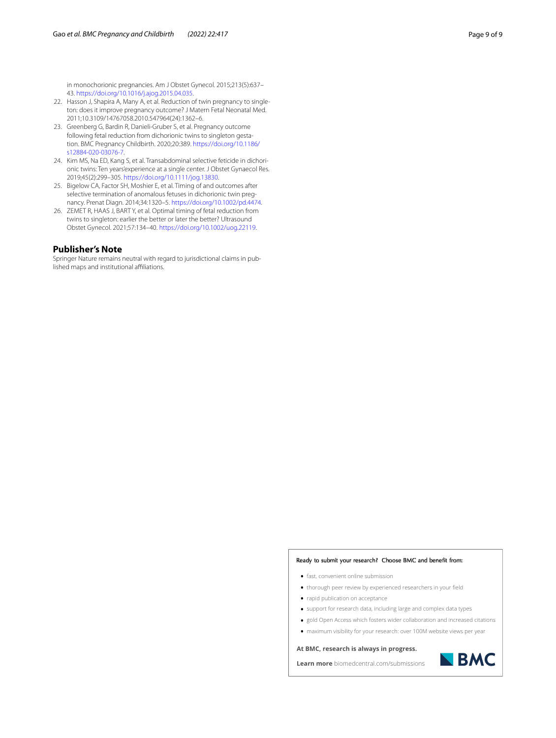in monochorionic pregnancies. Am J Obstet Gynecol. 2015;213(5):637–43. https://doi.org/10.1016/j.ajog.2015.04.035.

22. Hasson J, Shapira A, Many A, et al. Reduction of twin pregnancy to singleton: does it improve pregnancy outcome? J Matern Fetal Neonatal Med. 2011;10.3109/14767058.2010.547964(24):1362–6.
23. Greenberg G, Bardin R, Danieli-Gruber S, et al. Pregnancy outcome following fetal reduction from dichorionic twins to singleton gestation. BMC Pregnancy Childbirth. 2020;20:389. https://doi.org/10.1186/s12884-020-03076-7.
24. Kim MS, Na ED, Kang S, et al. Transabdominal selective feticide in dichorionic twins: Ten years'experience at a single center. J Obstet Gynaecol Res. 2019;45(2):299–305. https://doi.org/10.1111/jog.13830.
25. Bigelow CA, Factor SH, Moshier E, et al. Timing of and outcomes after selective termination of anomalous fetuses in dichorionic twin pregnancy. Prenat Diagn. 2014;34:1320–5. https://doi.org/10.1002/pd.4474.
26. ZEMET R, HAAS J, BART Y, et al. Optimal timing of fetal reduction from twins to singleton: earlier the better or later the better? Ultrasound Obstet Gynecol. 2021;57:134–40. https://doi.org/10.1002/uog.22119.

## Publisher's Note

Springer Nature remains neutral with regard to jurisdictional claims in published maps and institutional affiliations.

Ready to submit your research? Choose BMC and benefit from:

- fast, convenient online submission
- thorough peer review by experienced researchers in your field
- rapid publication on acceptance
- support for research data, including large and complex data types
- gold Open Access which fosters wider collaboration and increased citations
- maximum visibility for your research: over 100M website views per year

**At BMC, research is always in progress.**

**Learn more** biomedcentral.com/submissions

BMC